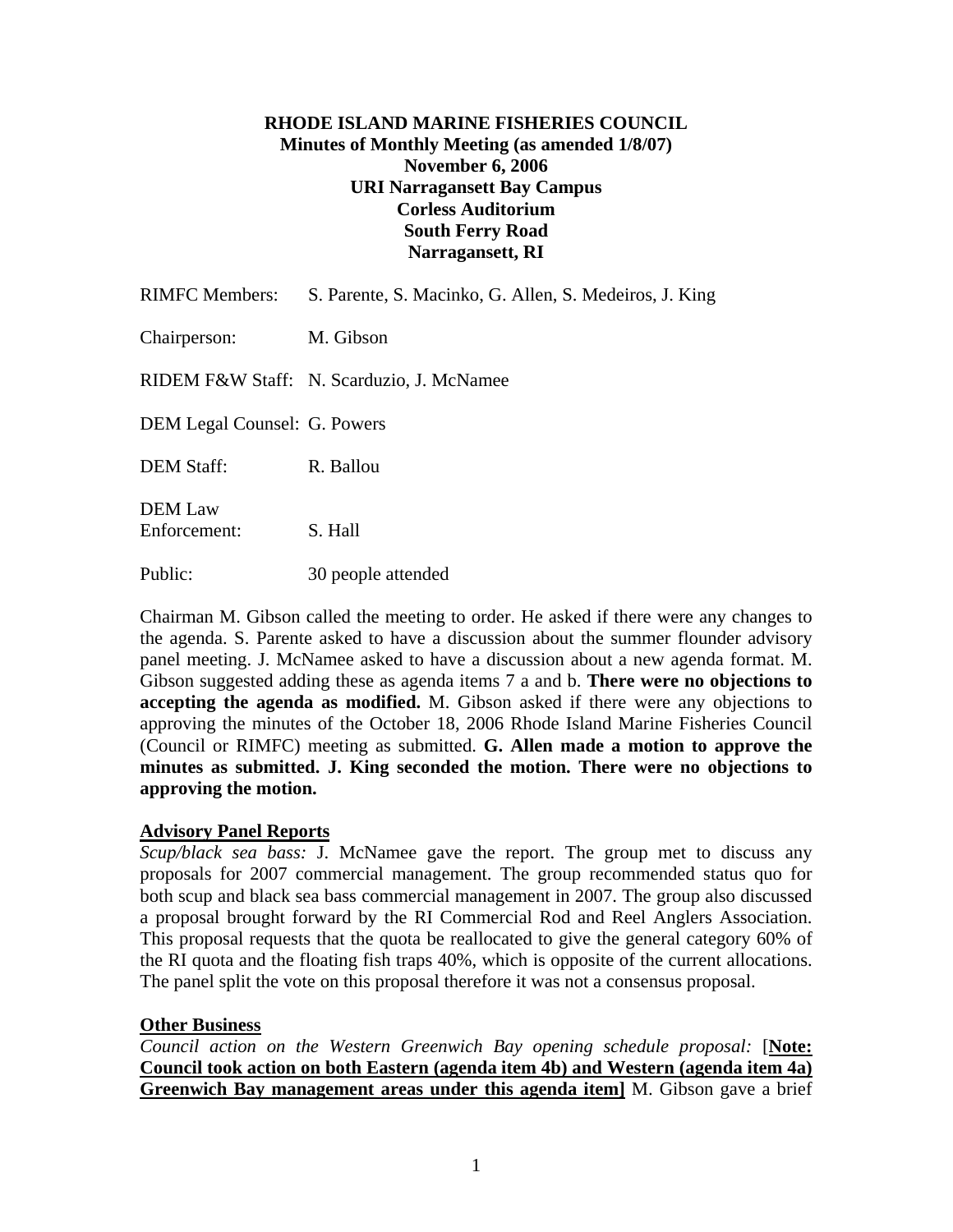# RHODE ISLAND MARINE FISHERIES COUNCIL

**Minutes of Monthly Meeting (as amended 1/8/07)**
**November 6, 2006**
**URI Narragansett Bay Campus**
**Corless Auditorium**
**South Ferry Road**
**Narragansett, RI**

| | |
|---|---|
| RIMFC Members: | S. Parente, S. Macinko, G. Allen, S. Medeiros, J. King |
| Chairperson: | M. Gibson |
| RIDEM F&W Staff: | N. Scarduzio, J. McNamee |
| DEM Legal Counsel: | G. Powers |
| DEM Staff: | R. Ballou |
| DEM Law Enforcement: | S. Hall |
| Public: | 30 people attended |

Chairman M. Gibson called the meeting to order. He asked if there were any changes to the agenda. S. Parente asked to have a discussion about the summer flounder advisory panel meeting. J. McNamee asked to have a discussion about a new agenda format. M. Gibson suggested adding these as agenda items 7 a and b. **There were no objections to accepting the agenda as modified.** M. Gibson asked if there were any objections to approving the minutes of the October 18, 2006 Rhode Island Marine Fisheries Council (Council or RIMFC) meeting as submitted. **G. Allen made a motion to approve the minutes as submitted. J. King seconded the motion. There were no objections to approving the motion.**

**<u>Advisory Panel Reports</u>**

*Scup/black sea bass:* J. McNamee gave the report. The group met to discuss any proposals for 2007 commercial management. The group recommended status quo for both scup and black sea bass commercial management in 2007. The group also discussed a proposal brought forward by the RI Commercial Rod and Reel Anglers Association. This proposal requests that the quota be reallocated to give the general category 60% of the RI quota and the floating fish traps 40%, which is opposite of the current allocations. The panel split the vote on this proposal therefore it was not a consensus proposal.

**<u>Other Business</u>**

*Council action on the Western Greenwich Bay opening schedule proposal:* [**<u>Note: Council took action on both Eastern (agenda item 4b) and Western (agenda item 4a) Greenwich Bay management areas under this agenda item]</u>** M. Gibson gave a brief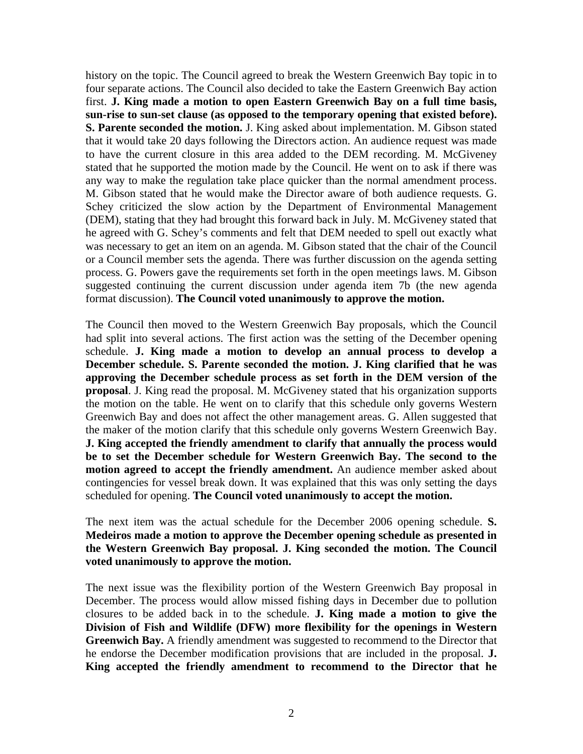history on the topic. The Council agreed to break the Western Greenwich Bay topic in to four separate actions. The Council also decided to take the Eastern Greenwich Bay action first. **J. King made a motion to open Eastern Greenwich Bay on a full time basis, sun-rise to sun-set clause (as opposed to the temporary opening that existed before). S. Parente seconded the motion.** J. King asked about implementation. M. Gibson stated that it would take 20 days following the Directors action. An audience request was made to have the current closure in this area added to the DEM recording. M. McGiveney stated that he supported the motion made by the Council. He went on to ask if there was any way to make the regulation take place quicker than the normal amendment process. M. Gibson stated that he would make the Director aware of both audience requests. G. Schey criticized the slow action by the Department of Environmental Management (DEM), stating that they had brought this forward back in July. M. McGiveney stated that he agreed with G. Schey's comments and felt that DEM needed to spell out exactly what was necessary to get an item on an agenda. M. Gibson stated that the chair of the Council or a Council member sets the agenda. There was further discussion on the agenda setting process. G. Powers gave the requirements set forth in the open meetings laws. M. Gibson suggested continuing the current discussion under agenda item 7b (the new agenda format discussion). **The Council voted unanimously to approve the motion.**

The Council then moved to the Western Greenwich Bay proposals, which the Council had split into several actions. The first action was the setting of the December opening schedule. **J. King made a motion to develop an annual process to develop a December schedule. S. Parente seconded the motion. J. King clarified that he was approving the December schedule process as set forth in the DEM version of the proposal**. J. King read the proposal. M. McGiveney stated that his organization supports the motion on the table. He went on to clarify that this schedule only governs Western Greenwich Bay and does not affect the other management areas. G. Allen suggested that the maker of the motion clarify that this schedule only governs Western Greenwich Bay. **J. King accepted the friendly amendment to clarify that annually the process would be to set the December schedule for Western Greenwich Bay. The second to the motion agreed to accept the friendly amendment.** An audience member asked about contingencies for vessel break down. It was explained that this was only setting the days scheduled for opening. **The Council voted unanimously to accept the motion.**

The next item was the actual schedule for the December 2006 opening schedule. **S. Medeiros made a motion to approve the December opening schedule as presented in the Western Greenwich Bay proposal. J. King seconded the motion. The Council voted unanimously to approve the motion.**

The next issue was the flexibility portion of the Western Greenwich Bay proposal in December. The process would allow missed fishing days in December due to pollution closures to be added back in to the schedule. **J. King made a motion to give the Division of Fish and Wildlife (DFW) more flexibility for the openings in Western Greenwich Bay.** A friendly amendment was suggested to recommend to the Director that he endorse the December modification provisions that are included in the proposal. **J. King accepted the friendly amendment to recommend to the Director that he**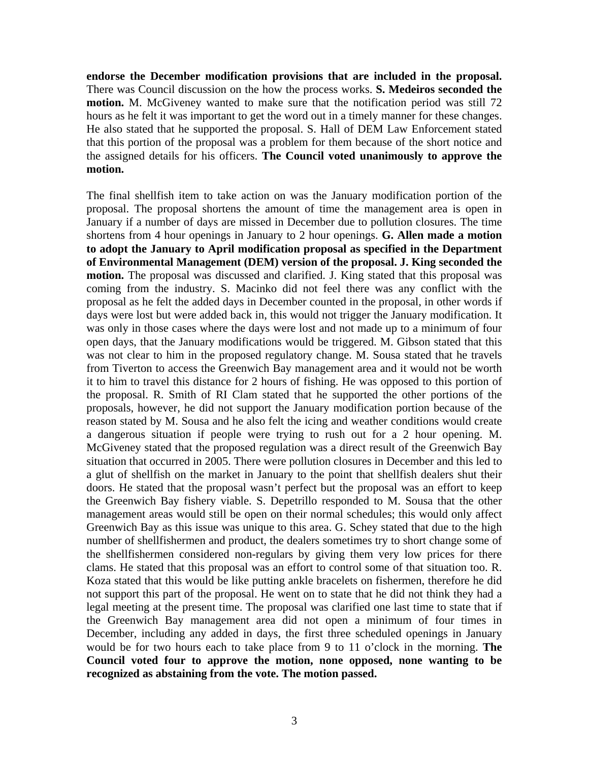**endorse the December modification provisions that are included in the proposal.** There was Council discussion on the how the process works. **S. Medeiros seconded the motion.** M. McGiveney wanted to make sure that the notification period was still 72 hours as he felt it was important to get the word out in a timely manner for these changes. He also stated that he supported the proposal. S. Hall of DEM Law Enforcement stated that this portion of the proposal was a problem for them because of the short notice and the assigned details for his officers. **The Council voted unanimously to approve the motion.**

The final shellfish item to take action on was the January modification portion of the proposal. The proposal shortens the amount of time the management area is open in January if a number of days are missed in December due to pollution closures. The time shortens from 4 hour openings in January to 2 hour openings. **G. Allen made a motion to adopt the January to April modification proposal as specified in the Department of Environmental Management (DEM) version of the proposal. J. King seconded the motion.** The proposal was discussed and clarified. J. King stated that this proposal was coming from the industry. S. Macinko did not feel there was any conflict with the proposal as he felt the added days in December counted in the proposal, in other words if days were lost but were added back in, this would not trigger the January modification. It was only in those cases where the days were lost and not made up to a minimum of four open days, that the January modifications would be triggered. M. Gibson stated that this was not clear to him in the proposed regulatory change. M. Sousa stated that he travels from Tiverton to access the Greenwich Bay management area and it would not be worth it to him to travel this distance for 2 hours of fishing. He was opposed to this portion of the proposal. R. Smith of RI Clam stated that he supported the other portions of the proposals, however, he did not support the January modification portion because of the reason stated by M. Sousa and he also felt the icing and weather conditions would create a dangerous situation if people were trying to rush out for a 2 hour opening. M. McGiveney stated that the proposed regulation was a direct result of the Greenwich Bay situation that occurred in 2005. There were pollution closures in December and this led to a glut of shellfish on the market in January to the point that shellfish dealers shut their doors. He stated that the proposal wasn't perfect but the proposal was an effort to keep the Greenwich Bay fishery viable. S. Depetrillo responded to M. Sousa that the other management areas would still be open on their normal schedules; this would only affect Greenwich Bay as this issue was unique to this area. G. Schey stated that due to the high number of shellfishermen and product, the dealers sometimes try to short change some of the shellfishermen considered non-regulars by giving them very low prices for there clams. He stated that this proposal was an effort to control some of that situation too. R. Koza stated that this would be like putting ankle bracelets on fishermen, therefore he did not support this part of the proposal. He went on to state that he did not think they had a legal meeting at the present time. The proposal was clarified one last time to state that if the Greenwich Bay management area did not open a minimum of four times in December, including any added in days, the first three scheduled openings in January would be for two hours each to take place from 9 to 11 o'clock in the morning. **The Council voted four to approve the motion, none opposed, none wanting to be recognized as abstaining from the vote. The motion passed.**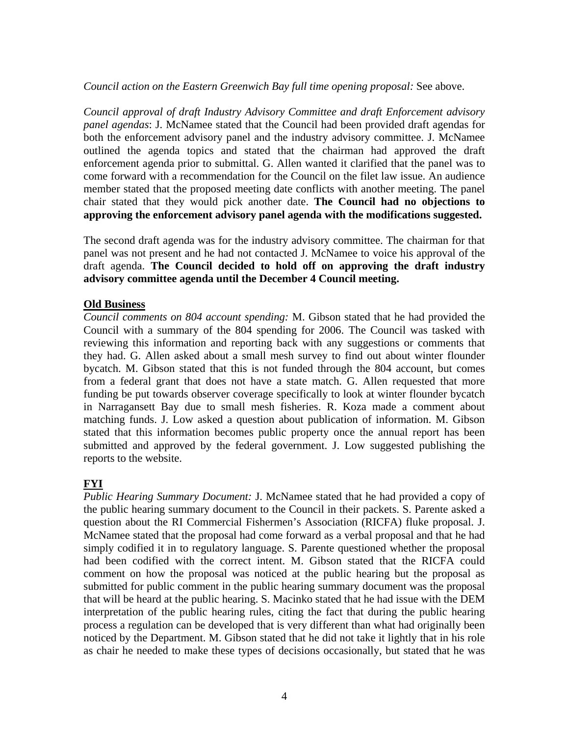*Council action on the Eastern Greenwich Bay full time opening proposal:* See above.

*Council approval of draft Industry Advisory Committee and draft Enforcement advisory panel agendas*: J. McNamee stated that the Council had been provided draft agendas for both the enforcement advisory panel and the industry advisory committee. J. McNamee outlined the agenda topics and stated that the chairman had approved the draft enforcement agenda prior to submittal. G. Allen wanted it clarified that the panel was to come forward with a recommendation for the Council on the filet law issue. An audience member stated that the proposed meeting date conflicts with another meeting. The panel chair stated that they would pick another date. **The Council had no objections to approving the enforcement advisory panel agenda with the modifications suggested.**

The second draft agenda was for the industry advisory committee. The chairman for that panel was not present and he had not contacted J. McNamee to voice his approval of the draft agenda. **The Council decided to hold off on approving the draft industry advisory committee agenda until the December 4 Council meeting.**

**Old Business**

*Council comments on 804 account spending:* M. Gibson stated that he had provided the Council with a summary of the 804 spending for 2006. The Council was tasked with reviewing this information and reporting back with any suggestions or comments that they had. G. Allen asked about a small mesh survey to find out about winter flounder bycatch. M. Gibson stated that this is not funded through the 804 account, but comes from a federal grant that does not have a state match. G. Allen requested that more funding be put towards observer coverage specifically to look at winter flounder bycatch in Narragansett Bay due to small mesh fisheries. R. Koza made a comment about matching funds. J. Low asked a question about publication of information. M. Gibson stated that this information becomes public property once the annual report has been submitted and approved by the federal government. J. Low suggested publishing the reports to the website.

**FYI**

*Public Hearing Summary Document:* J. McNamee stated that he had provided a copy of the public hearing summary document to the Council in their packets. S. Parente asked a question about the RI Commercial Fishermen's Association (RICFA) fluke proposal. J. McNamee stated that the proposal had come forward as a verbal proposal and that he had simply codified it in to regulatory language. S. Parente questioned whether the proposal had been codified with the correct intent. M. Gibson stated that the RICFA could comment on how the proposal was noticed at the public hearing but the proposal as submitted for public comment in the public hearing summary document was the proposal that will be heard at the public hearing. S. Macinko stated that he had issue with the DEM interpretation of the public hearing rules, citing the fact that during the public hearing process a regulation can be developed that is very different than what had originally been noticed by the Department. M. Gibson stated that he did not take it lightly that in his role as chair he needed to make these types of decisions occasionally, but stated that he was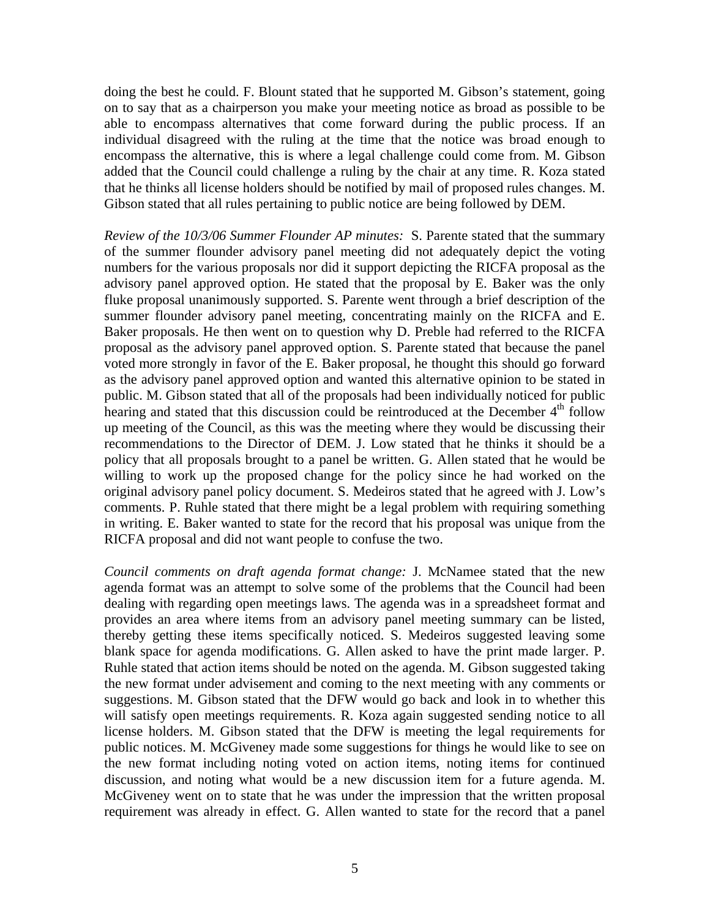doing the best he could. F. Blount stated that he supported M. Gibson's statement, going on to say that as a chairperson you make your meeting notice as broad as possible to be able to encompass alternatives that come forward during the public process. If an individual disagreed with the ruling at the time that the notice was broad enough to encompass the alternative, this is where a legal challenge could come from. M. Gibson added that the Council could challenge a ruling by the chair at any time. R. Koza stated that he thinks all license holders should be notified by mail of proposed rules changes. M. Gibson stated that all rules pertaining to public notice are being followed by DEM.

*Review of the 10/3/06 Summer Flounder AP minutes:* S. Parente stated that the summary of the summer flounder advisory panel meeting did not adequately depict the voting numbers for the various proposals nor did it support depicting the RICFA proposal as the advisory panel approved option. He stated that the proposal by E. Baker was the only fluke proposal unanimously supported. S. Parente went through a brief description of the summer flounder advisory panel meeting, concentrating mainly on the RICFA and E. Baker proposals. He then went on to question why D. Preble had referred to the RICFA proposal as the advisory panel approved option. S. Parente stated that because the panel voted more strongly in favor of the E. Baker proposal, he thought this should go forward as the advisory panel approved option and wanted this alternative opinion to be stated in public. M. Gibson stated that all of the proposals had been individually noticed for public hearing and stated that this discussion could be reintroduced at the December 4th follow up meeting of the Council, as this was the meeting where they would be discussing their recommendations to the Director of DEM. J. Low stated that he thinks it should be a policy that all proposals brought to a panel be written. G. Allen stated that he would be willing to work up the proposed change for the policy since he had worked on the original advisory panel policy document. S. Medeiros stated that he agreed with J. Low's comments. P. Ruhle stated that there might be a legal problem with requiring something in writing. E. Baker wanted to state for the record that his proposal was unique from the RICFA proposal and did not want people to confuse the two.

*Council comments on draft agenda format change:* J. McNamee stated that the new agenda format was an attempt to solve some of the problems that the Council had been dealing with regarding open meetings laws. The agenda was in a spreadsheet format and provides an area where items from an advisory panel meeting summary can be listed, thereby getting these items specifically noticed. S. Medeiros suggested leaving some blank space for agenda modifications. G. Allen asked to have the print made larger. P. Ruhle stated that action items should be noted on the agenda. M. Gibson suggested taking the new format under advisement and coming to the next meeting with any comments or suggestions. M. Gibson stated that the DFW would go back and look in to whether this will satisfy open meetings requirements. R. Koza again suggested sending notice to all license holders. M. Gibson stated that the DFW is meeting the legal requirements for public notices. M. McGiveney made some suggestions for things he would like to see on the new format including noting voted on action items, noting items for continued discussion, and noting what would be a new discussion item for a future agenda. M. McGiveney went on to state that he was under the impression that the written proposal requirement was already in effect. G. Allen wanted to state for the record that a panel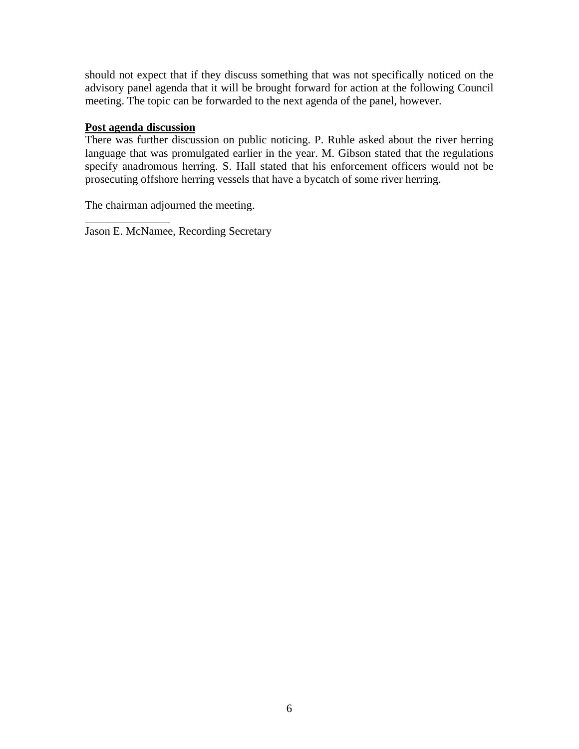should not expect that if they discuss something that was not specifically noticed on the advisory panel agenda that it will be brought forward for action at the following Council meeting. The topic can be forwarded to the next agenda of the panel, however.

**Post agenda discussion**

There was further discussion on public noticing. P. Ruhle asked about the river herring language that was promulgated earlier in the year. M. Gibson stated that the regulations specify anadromous herring. S. Hall stated that his enforcement officers would not be prosecuting offshore herring vessels that have a bycatch of some river herring.

The chairman adjourned the meeting.

_______________

Jason E. McNamee, Recording Secretary